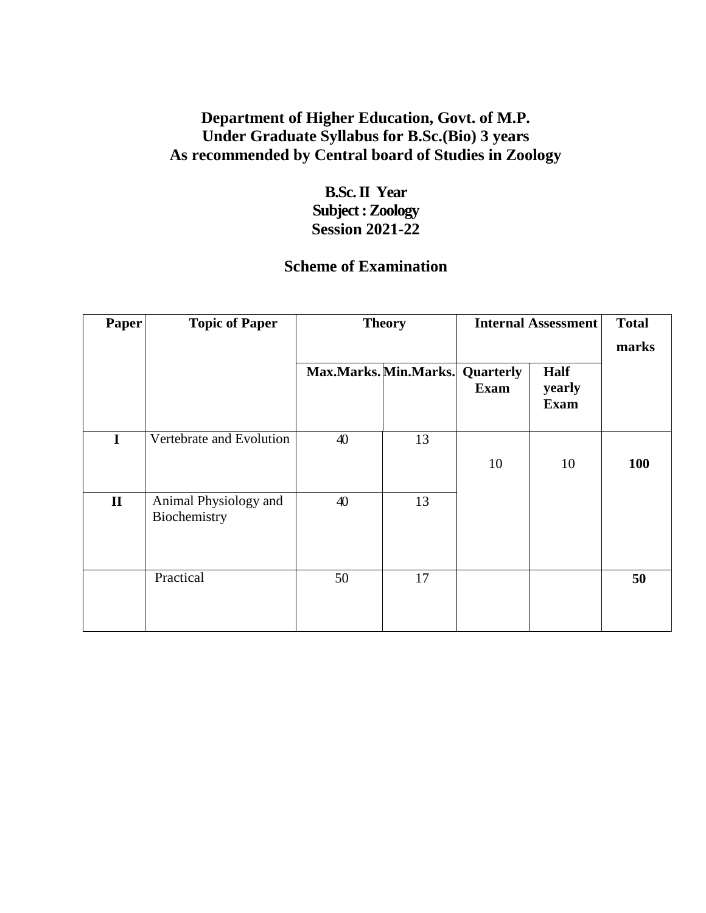**Department of Higher Education, Govt. of M.P.**
**Under Graduate Syllabus for B.Sc.(Bio) 3 years**
**As recommended by Central board of Studies in Zoology**

**B.Sc. II Year**
**Subject : Zoology**
**Session 2021-22**

## Scheme of Examination

| Paper | Topic of Paper | Theory | | Internal Assessment | | Total marks |
|---|---|---|---|---|---|---|
| | | Max.Marks. | Min.Marks. | Quarterly Exam | Half yearly Exam | |
| I | Vertebrate and Evolution | 40 | 13 | 10 | 10 | **100** |
| II | Animal Physiology and Biochemistry | 40 | 13 | | | |
| | Practical | 50 | 17 | | | **50** |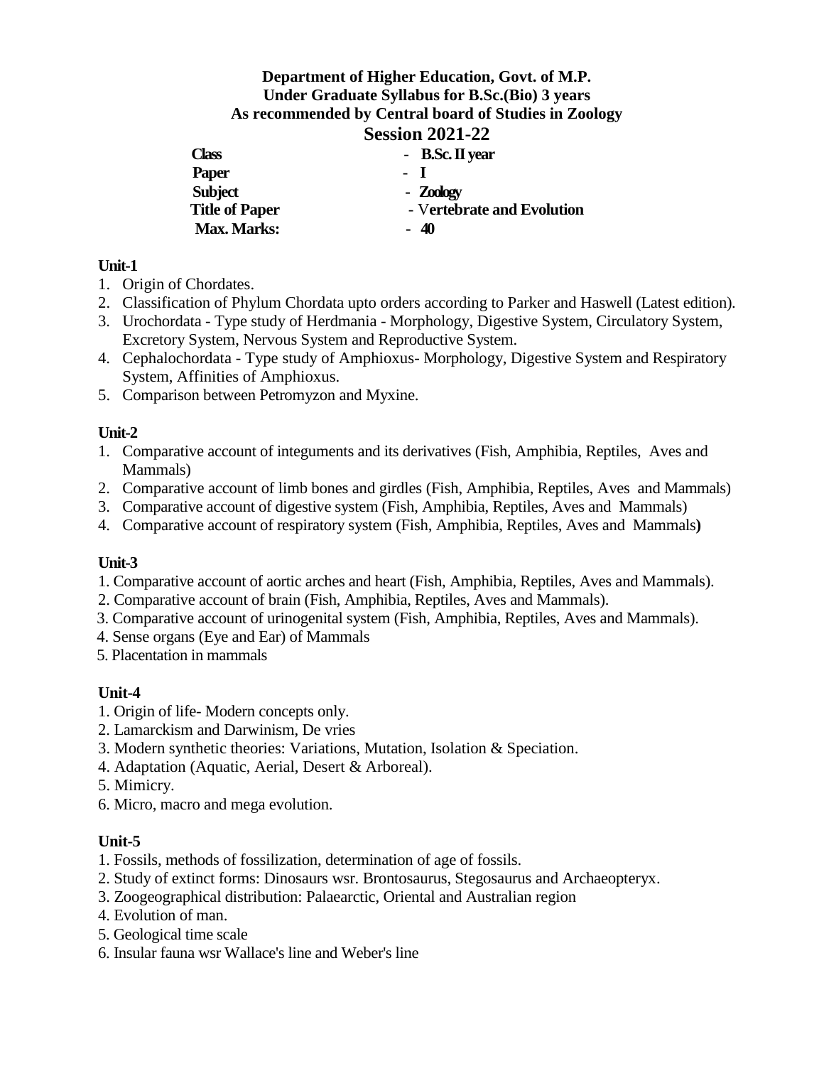**Department of Higher Education, Govt. of M.P.**
**Under Graduate Syllabus for B.Sc.(Bio) 3 years**
**As recommended by Central board of Studies in Zoology**

## Session 2021-22

| | |
|---|---|
| **Class** | - **B.Sc. II year** |
| **Paper** | - **I** |
| **Subject** | - **Zoology** |
| **Title of Paper** | - V**ertebrate and Evolution** |
| **Max. Marks:** | - **40** |

**Unit-1**

1. Origin of Chordates.
2. Classification of Phylum Chordata upto orders according to Parker and Haswell (Latest edition).
3. Urochordata - Type study of Herdmania - Morphology, Digestive System, Circulatory System, Excretory System, Nervous System and Reproductive System.
4. Cephalochordata - Type study of Amphioxus- Morphology, Digestive System and Respiratory System, Affinities of Amphioxus.
5. Comparison between Petromyzon and Myxine.

**Unit-2**

1. Comparative account of integuments and its derivatives (Fish, Amphibia, Reptiles, Aves and Mammals)
2. Comparative account of limb bones and girdles (Fish, Amphibia, Reptiles, Aves and Mammals)
3. Comparative account of digestive system (Fish, Amphibia, Reptiles, Aves and Mammals)
4. Comparative account of respiratory system (Fish, Amphibia, Reptiles, Aves and Mammals**)**

**Unit-3**

1. Comparative account of aortic arches and heart (Fish, Amphibia, Reptiles, Aves and Mammals).
2. Comparative account of brain (Fish, Amphibia, Reptiles, Aves and Mammals).
3. Comparative account of urinogenital system (Fish, Amphibia, Reptiles, Aves and Mammals).
4. Sense organs (Eye and Ear) of Mammals
5. Placentation in mammals

**Unit-4**

1. Origin of life- Modern concepts only.
2. Lamarckism and Darwinism, De vries
3. Modern synthetic theories: Variations, Mutation, Isolation & Speciation.
4. Adaptation (Aquatic, Aerial, Desert & Arboreal).
5. Mimicry.
6. Micro, macro and mega evolution.

**Unit-5**

1. Fossils, methods of fossilization, determination of age of fossils.
2. Study of extinct forms: Dinosaurs wsr. Brontosaurus, Stegosaurus and Archaeopteryx.
3. Zoogeographical distribution: Palaearctic, Oriental and Australian region
4. Evolution of man.
5. Geological time scale
6. Insular fauna wsr Wallace's line and Weber's line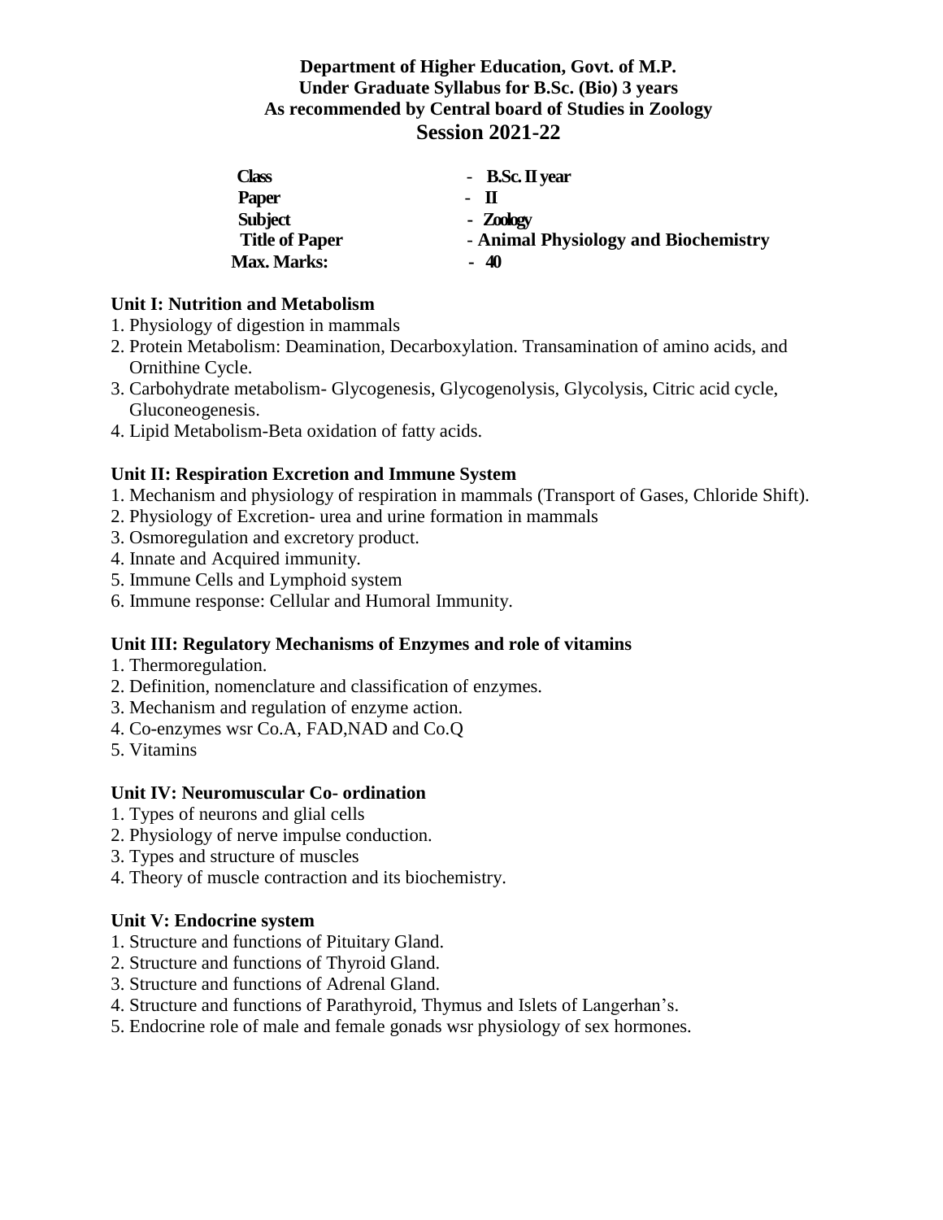**Department of Higher Education, Govt. of M.P.**
**Under Graduate Syllabus for B.Sc. (Bio) 3 years**
**As recommended by Central board of Studies in Zoology**
**Session 2021-22**

| | |
|---|---|
| **Class** | - **B.Sc. II year** |
| **Paper** | - **II** |
| **Subject** | - **Zoology** |
| **Title of Paper** | - **Animal Physiology and Biochemistry** |
| **Max. Marks:** | - **40** |

### Unit I: Nutrition and Metabolism

1. Physiology of digestion in mammals
2. Protein Metabolism: Deamination, Decarboxylation. Transamination of amino acids, and Ornithine Cycle.
3. Carbohydrate metabolism- Glycogenesis, Glycogenolysis, Glycolysis, Citric acid cycle, Gluconeogenesis.
4. Lipid Metabolism-Beta oxidation of fatty acids.

### Unit II: Respiration Excretion and Immune System

1. Mechanism and physiology of respiration in mammals (Transport of Gases, Chloride Shift).
2. Physiology of Excretion- urea and urine formation in mammals
3. Osmoregulation and excretory product.
4. Innate and Acquired immunity.
5. Immune Cells and Lymphoid system
6. Immune response: Cellular and Humoral Immunity.

### Unit III: Regulatory Mechanisms of Enzymes and role of vitamins

1. Thermoregulation.
2. Definition, nomenclature and classification of enzymes.
3. Mechanism and regulation of enzyme action.
4. Co-enzymes wsr Co.A, FAD,NAD and Co.Q
5. Vitamins

### Unit IV: Neuromuscular Co- ordination

1. Types of neurons and glial cells
2. Physiology of nerve impulse conduction.
3. Types and structure of muscles
4. Theory of muscle contraction and its biochemistry.

### Unit V: Endocrine system

1. Structure and functions of Pituitary Gland.
2. Structure and functions of Thyroid Gland.
3. Structure and functions of Adrenal Gland.
4. Structure and functions of Parathyroid, Thymus and Islets of Langerhan's.
5. Endocrine role of male and female gonads wsr physiology of sex hormones.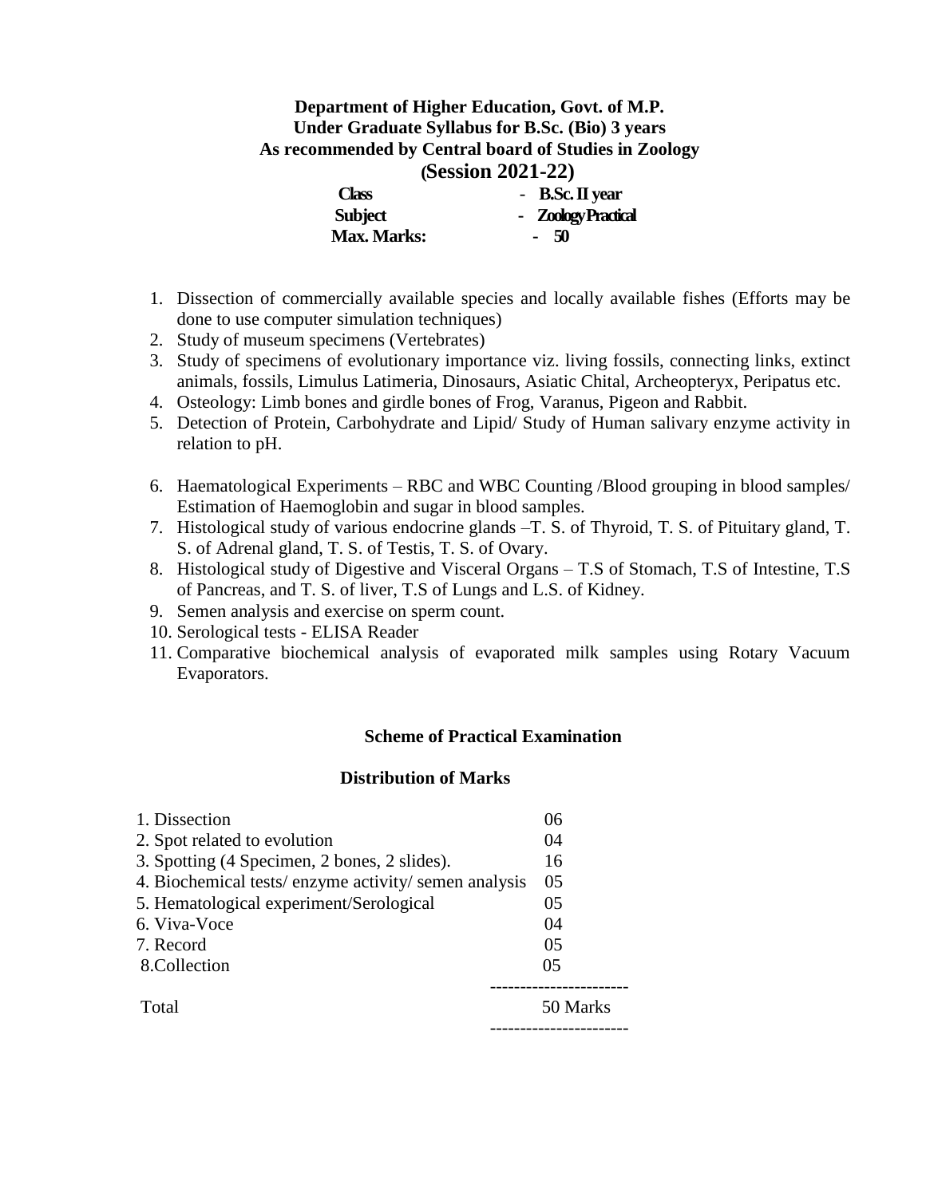**Department of Higher Education, Govt. of M.P.**
**Under Graduate Syllabus for B.Sc. (Bio) 3 years**
**As recommended by Central board of Studies in Zoology**
**(Session 2021-22)**

| | | |
|---|---|---|
| **Class** | - | **B.Sc. II year** |
| **Subject** | - | **Zoology Practical** |
| **Max. Marks:** | - | **50** |

1. Dissection of commercially available species and locally available fishes (Efforts may be done to use computer simulation techniques)
2. Study of museum specimens (Vertebrates)
3. Study of specimens of evolutionary importance viz. living fossils, connecting links, extinct animals, fossils, Limulus Latimeria, Dinosaurs, Asiatic Chital, Archeopteryx, Peripatus etc.
4. Osteology: Limb bones and girdle bones of Frog, Varanus, Pigeon and Rabbit.
5. Detection of Protein, Carbohydrate and Lipid/ Study of Human salivary enzyme activity in relation to pH.
6. Haematological Experiments – RBC and WBC Counting /Blood grouping in blood samples/ Estimation of Haemoglobin and sugar in blood samples.
7. Histological study of various endocrine glands –T. S. of Thyroid, T. S. of Pituitary gland, T. S. of Adrenal gland, T. S. of Testis, T. S. of Ovary.
8. Histological study of Digestive and Visceral Organs – T.S of Stomach, T.S of Intestine, T.S of Pancreas, and T. S. of liver, T.S of Lungs and L.S. of Kidney.
9. Semen analysis and exercise on sperm count.
10. Serological tests - ELISA Reader
11. Comparative biochemical analysis of evaporated milk samples using Rotary Vacuum Evaporators.

### Scheme of Practical Examination

### Distribution of Marks

| | |
|---|---|
| 1. Dissection | 06 |
| 2. Spot related to evolution | 04 |
| 3. Spotting (4 Specimen, 2 bones, 2 slides). | 16 |
| 4. Biochemical tests/ enzyme activity/ semen analysis | 05 |
| 5. Hematological experiment/Serological | 05 |
| 6. Viva-Voce | 04 |
| 7. Record | 05 |
| 8.Collection | 05 |
| Total | 50 Marks |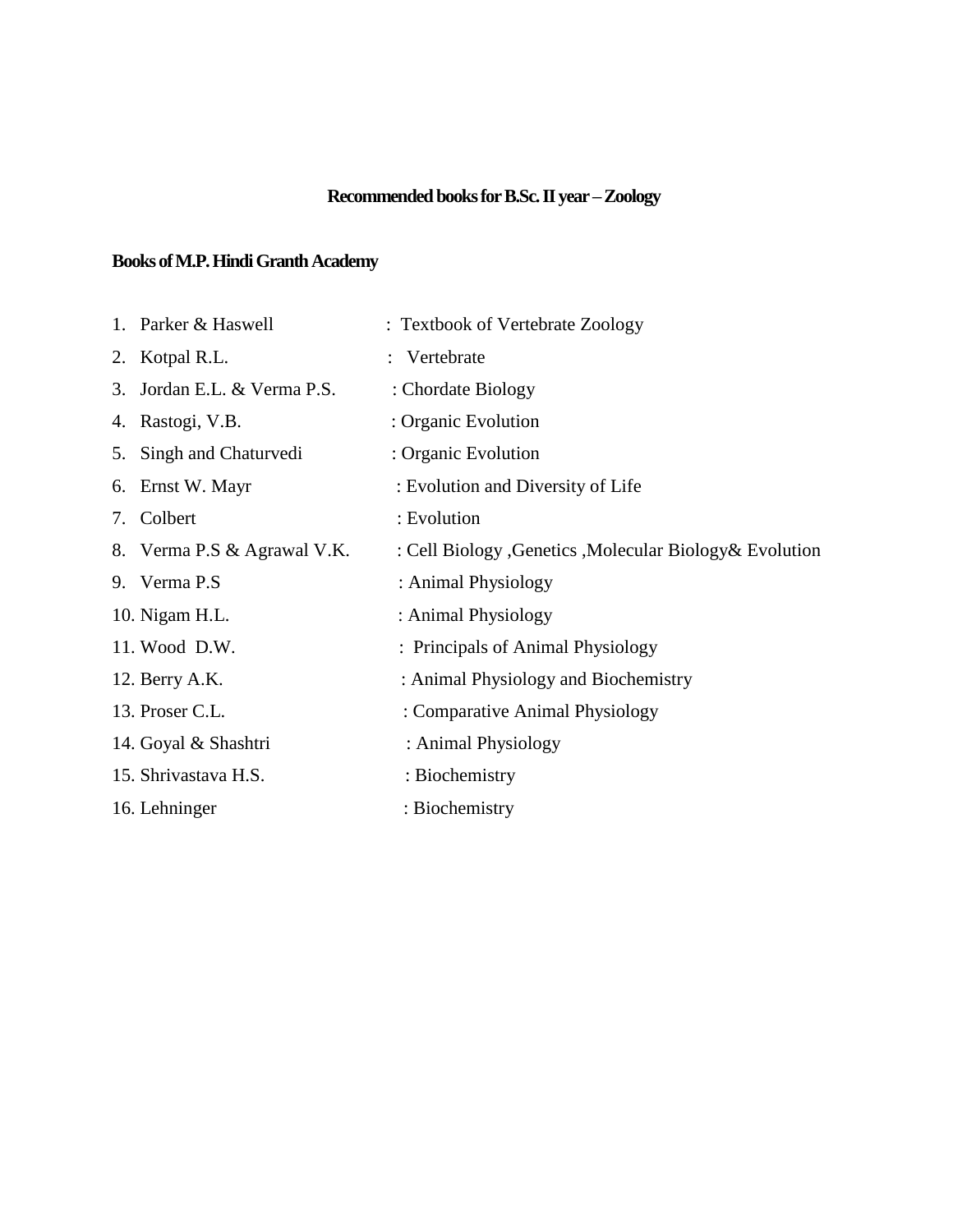## Recommended books for B.Sc. II year – Zoology

**Books of M.P. Hindi Granth Academy**

1. Parker & Haswell : Textbook of Vertebrate Zoology
2. Kotpal R.L. : Vertebrate
3. Jordan E.L. & Verma P.S. : Chordate Biology
4. Rastogi, V.B. : Organic Evolution
5. Singh and Chaturvedi : Organic Evolution
6. Ernst W. Mayr : Evolution and Diversity of Life
7. Colbert : Evolution
8. Verma P.S & Agrawal V.K. : Cell Biology ,Genetics ,Molecular Biology& Evolution
9. Verma P.S : Animal Physiology
10. Nigam H.L. : Animal Physiology
11. Wood D.W. : Principals of Animal Physiology
12. Berry A.K. : Animal Physiology and Biochemistry
13. Proser C.L. : Comparative Animal Physiology
14. Goyal & Shashtri : Animal Physiology
15. Shrivastava H.S. : Biochemistry
16. Lehninger : Biochemistry